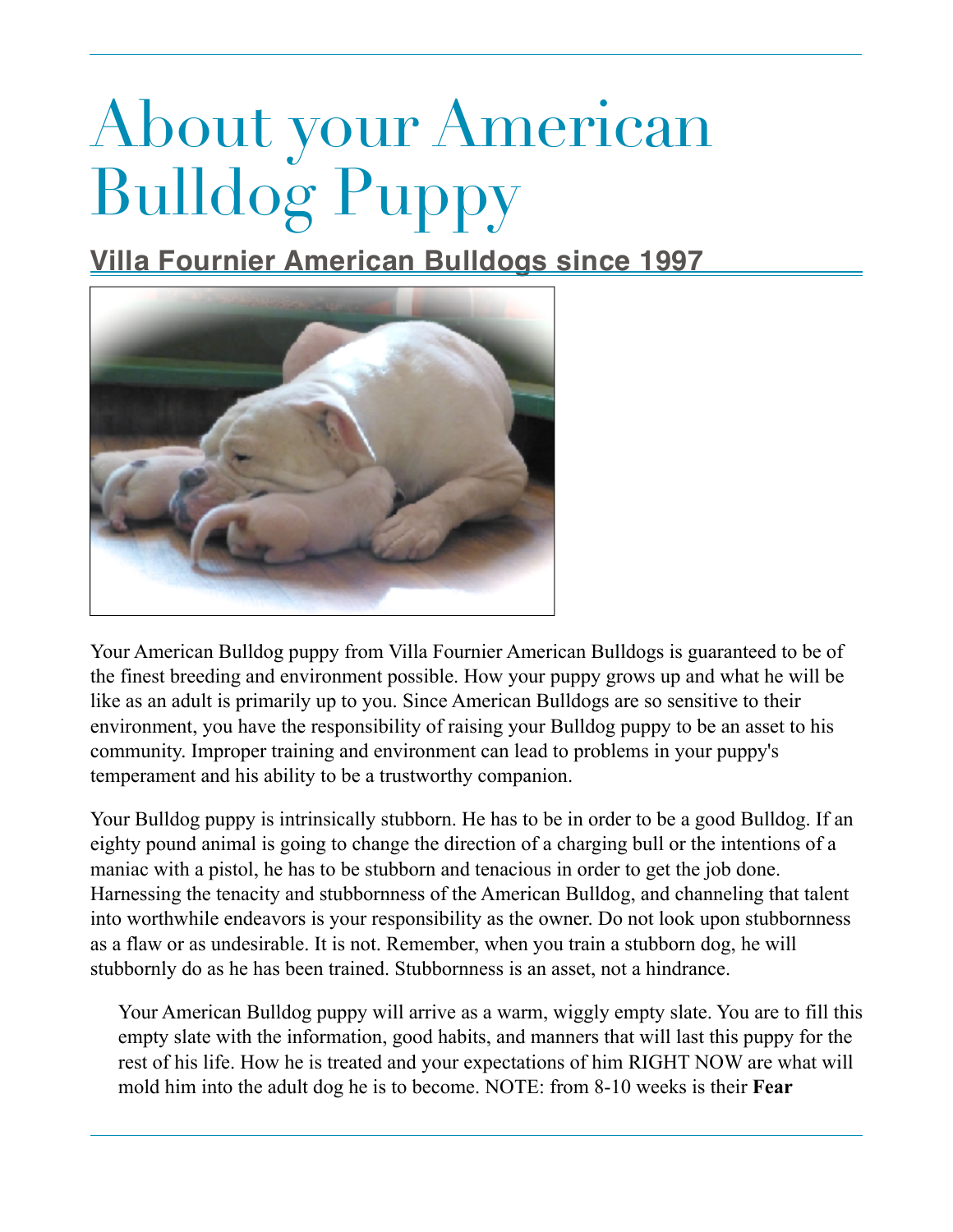# About your American Bulldog Puppy

## Villa Fournier American Bulldogs since 1997

Your American Bulldog puppy from Villa Fournier American Bulldogs is guaranteed to be of the finest breeding and environment possible. How your puppy grows up and what he will be like as an adult is primarily up to you. Since American Bulldogs are so sensitive to their environment, you have the responsibility of raising your Bulldog puppy to be an asset to his community. Improper training and environment can lead to problems in your puppy's temperament and his ability to be a trustworthy companion.

Your Bulldog puppy is intrinsically stubborn. He has to be in order to be a good Bulldog. If an eighty pound animal is going to change the direction of a charging bull or the intentions of a maniac with a pistol, he has to be stubborn and tenacious in order to get the job done. Harnessing the tenacity and stubbornness of the American Bulldog, and channeling that talent into worthwhile endeavors is your responsibility as the owner. Do not look upon stubbornness as a flaw or as undesirable. It is not. Remember, when you train a stubborn dog, he will stubbornly do as he has been trained. Stubbornness is an asset, not a hindrance.

Your American Bulldog puppy will arrive as a warm, wiggly empty slate. You are to fill this empty slate with the information, good habits, and manners that will last this puppy for the rest of his life. How he is treated and your expectations of him RIGHT NOW are what will mold him into the adult dog he is to become. NOTE: from 8-10 weeks is their **Fear**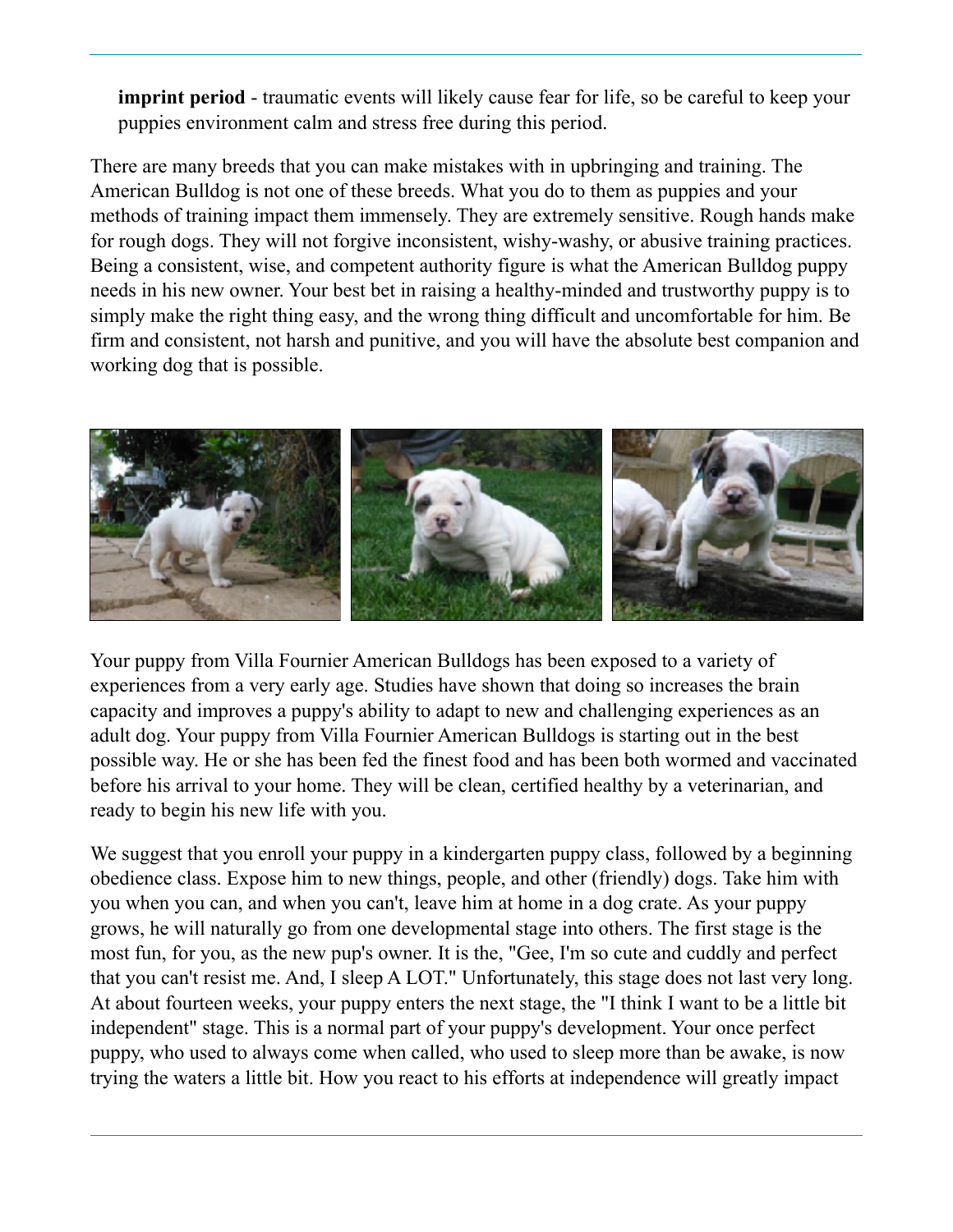**imprint period** - traumatic events will likely cause fear for life, so be careful to keep your puppies environment calm and stress free during this period.

There are many breeds that you can make mistakes with in upbringing and training. The American Bulldog is not one of these breeds. What you do to them as puppies and your methods of training impact them immensely. They are extremely sensitive. Rough hands make for rough dogs. They will not forgive inconsistent, wishy-washy, or abusive training practices. Being a consistent, wise, and competent authority figure is what the American Bulldog puppy needs in his new owner. Your best bet in raising a healthy-minded and trustworthy puppy is to simply make the right thing easy, and the wrong thing difficult and uncomfortable for him. Be firm and consistent, not harsh and punitive, and you will have the absolute best companion and working dog that is possible.

Your puppy from Villa Fournier American Bulldogs has been exposed to a variety of experiences from a very early age. Studies have shown that doing so increases the brain capacity and improves a puppy's ability to adapt to new and challenging experiences as an adult dog. Your puppy from Villa Fournier American Bulldogs is starting out in the best possible way. He or she has been fed the finest food and has been both wormed and vaccinated before his arrival to your home. They will be clean, certified healthy by a veterinarian, and ready to begin his new life with you.

We suggest that you enroll your puppy in a kindergarten puppy class, followed by a beginning obedience class. Expose him to new things, people, and other (friendly) dogs. Take him with you when you can, and when you can't, leave him at home in a dog crate. As your puppy grows, he will naturally go from one developmental stage into others. The first stage is the most fun, for you, as the new pup's owner. It is the, "Gee, I'm so cute and cuddly and perfect that you can't resist me. And, I sleep A LOT." Unfortunately, this stage does not last very long. At about fourteen weeks, your puppy enters the next stage, the "I think I want to be a little bit independent" stage. This is a normal part of your puppy's development. Your once perfect puppy, who used to always come when called, who used to sleep more than be awake, is now trying the waters a little bit. How you react to his efforts at independence will greatly impact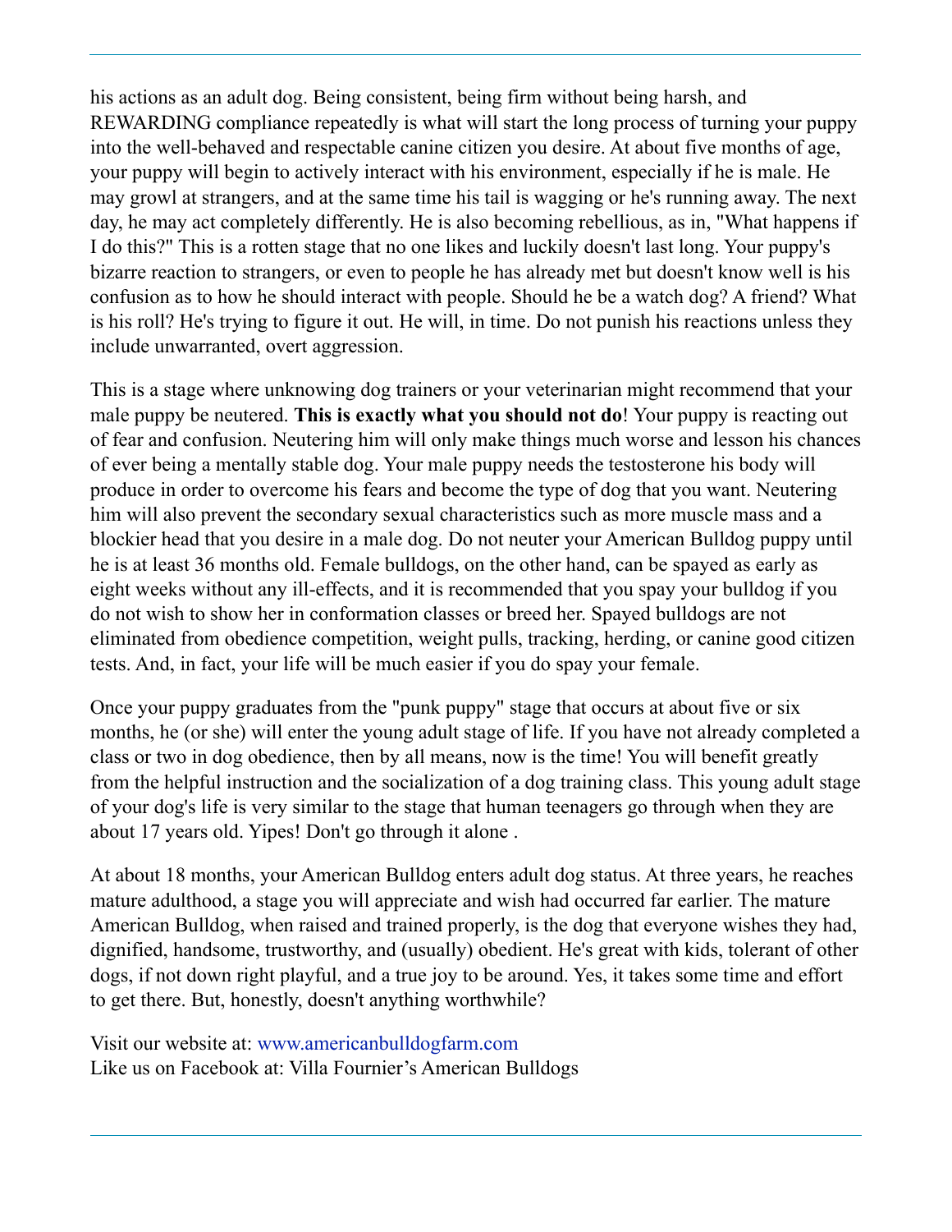his actions as an adult dog. Being consistent, being firm without being harsh, and REWARDING compliance repeatedly is what will start the long process of turning your puppy into the well-behaved and respectable canine citizen you desire. At about five months of age, your puppy will begin to actively interact with his environment, especially if he is male. He may growl at strangers, and at the same time his tail is wagging or he's running away. The next day, he may act completely differently. He is also becoming rebellious, as in, "What happens if I do this?" This is a rotten stage that no one likes and luckily doesn't last long. Your puppy's bizarre reaction to strangers, or even to people he has already met but doesn't know well is his confusion as to how he should interact with people. Should he be a watch dog? A friend? What is his roll? He's trying to figure it out. He will, in time. Do not punish his reactions unless they include unwarranted, overt aggression.

This is a stage where unknowing dog trainers or your veterinarian might recommend that your male puppy be neutered. **This is exactly what you should not do**! Your puppy is reacting out of fear and confusion. Neutering him will only make things much worse and lesson his chances of ever being a mentally stable dog. Your male puppy needs the testosterone his body will produce in order to overcome his fears and become the type of dog that you want. Neutering him will also prevent the secondary sexual characteristics such as more muscle mass and a blockier head that you desire in a male dog. Do not neuter your American Bulldog puppy until he is at least 36 months old. Female bulldogs, on the other hand, can be spayed as early as eight weeks without any ill-effects, and it is recommended that you spay your bulldog if you do not wish to show her in conformation classes or breed her. Spayed bulldogs are not eliminated from obedience competition, weight pulls, tracking, herding, or canine good citizen tests. And, in fact, your life will be much easier if you do spay your female.

Once your puppy graduates from the "punk puppy" stage that occurs at about five or six months, he (or she) will enter the young adult stage of life. If you have not already completed a class or two in dog obedience, then by all means, now is the time! You will benefit greatly from the helpful instruction and the socialization of a dog training class. This young adult stage of your dog's life is very similar to the stage that human teenagers go through when they are about 17 years old. Yipes! Don't go through it alone .

At about 18 months, your American Bulldog enters adult dog status. At three years, he reaches mature adulthood, a stage you will appreciate and wish had occurred far earlier. The mature American Bulldog, when raised and trained properly, is the dog that everyone wishes they had, dignified, handsome, trustworthy, and (usually) obedient. He's great with kids, tolerant of other dogs, if not down right playful, and a true joy to be around. Yes, it takes some time and effort to get there. But, honestly, doesn't anything worthwhile?

Visit our website at: www.americanbulldogfarm.com
Like us on Facebook at: Villa Fournier's American Bulldogs